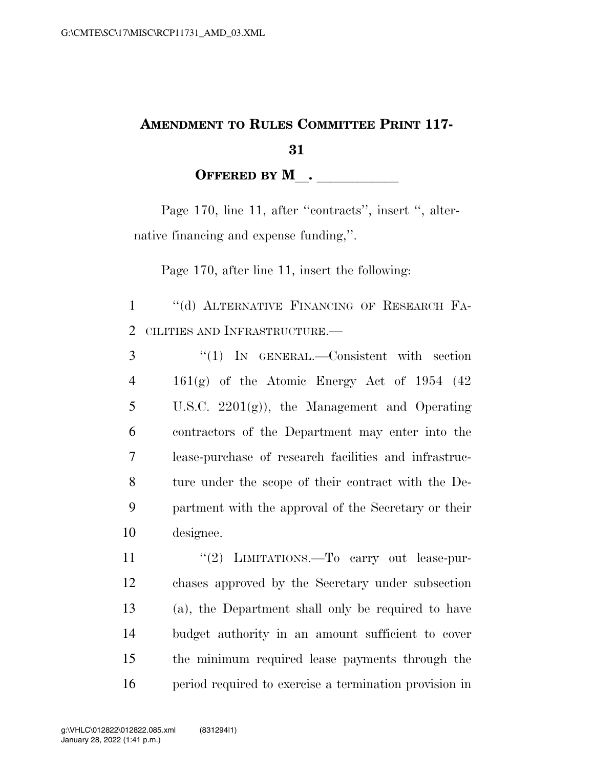# AMENDMENT TO RULES COMMITTEE PRINT 117-31

**OFFERED BY M\_\_. \_\_\_\_\_\_\_\_\_\_\_**

Page 170, line 11, after "contracts", insert ", alternative financing and expense funding,".

Page 170, after line 11, insert the following:

"(d) ALTERNATIVE FINANCING OF RESEARCH FACILITIES AND INFRASTRUCTURE.—

"(1) IN GENERAL.—Consistent with section 161(g) of the Atomic Energy Act of 1954 (42 U.S.C. 2201(g)), the Management and Operating contractors of the Department may enter into the lease-purchase of research facilities and infrastructure under the scope of their contract with the Department with the approval of the Secretary or their designee.

"(2) LIMITATIONS.—To carry out lease-purchases approved by the Secretary under subsection (a), the Department shall only be required to have budget authority in an amount sufficient to cover the minimum required lease payments through the period required to exercise a termination provision in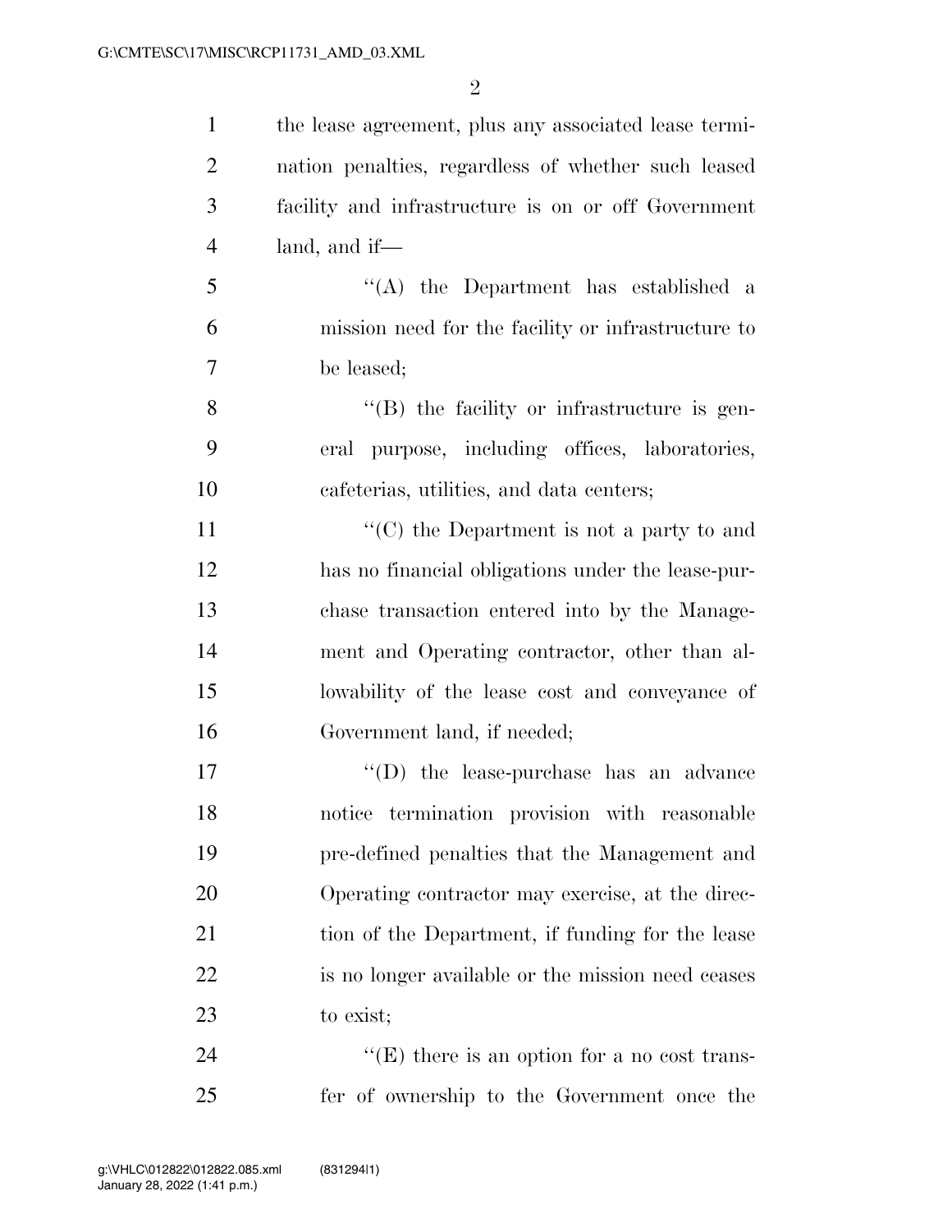the lease agreement, plus any associated lease termination penalties, regardless of whether such leased facility and infrastructure is on or off Government land, and if—

''(A) the Department has established a mission need for the facility or infrastructure to be leased;

''(B) the facility or infrastructure is general purpose, including offices, laboratories, cafeterias, utilities, and data centers;

''(C) the Department is not a party to and has no financial obligations under the lease-purchase transaction entered into by the Management and Operating contractor, other than allowability of the lease cost and conveyance of Government land, if needed;

''(D) the lease-purchase has an advance notice termination provision with reasonable pre-defined penalties that the Management and Operating contractor may exercise, at the direction of the Department, if funding for the lease is no longer available or the mission need ceases to exist;

''(E) there is an option for a no cost transfer of ownership to the Government once the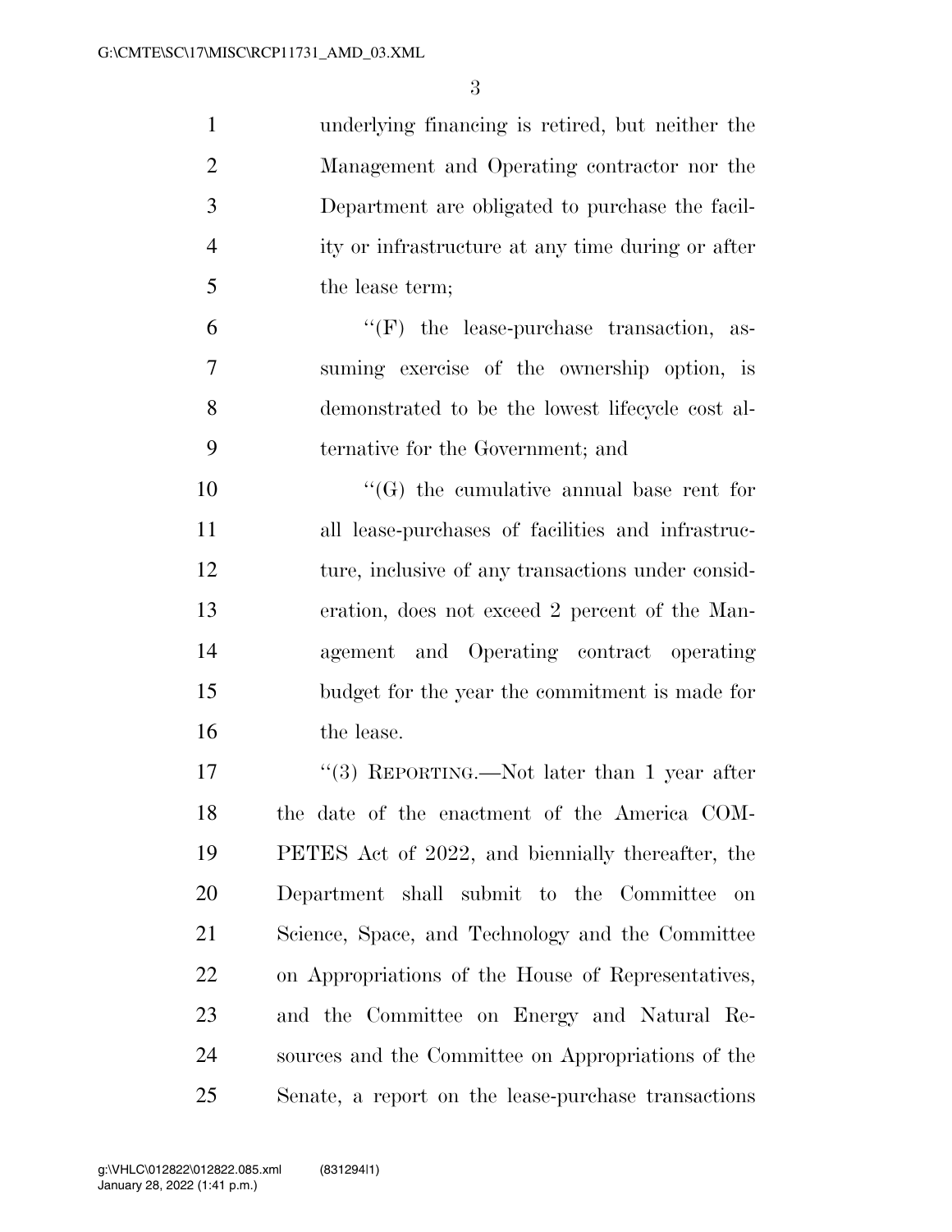underlying financing is retired, but neither the Management and Operating contractor nor the Department are obligated to purchase the facility or infrastructure at any time during or after the lease term;

"(F) the lease-purchase transaction, assuming exercise of the ownership option, is demonstrated to be the lowest lifecycle cost alternative for the Government; and

"(G) the cumulative annual base rent for all lease-purchases of facilities and infrastructure, inclusive of any transactions under consideration, does not exceed 2 percent of the Management and Operating contract operating budget for the year the commitment is made for the lease.

"(3) REPORTING.—Not later than 1 year after the date of the enactment of the America COMPETES Act of 2022, and biennially thereafter, the Department shall submit to the Committee on Science, Space, and Technology and the Committee on Appropriations of the House of Representatives, and the Committee on Energy and Natural Resources and the Committee on Appropriations of the Senate, a report on the lease-purchase transactions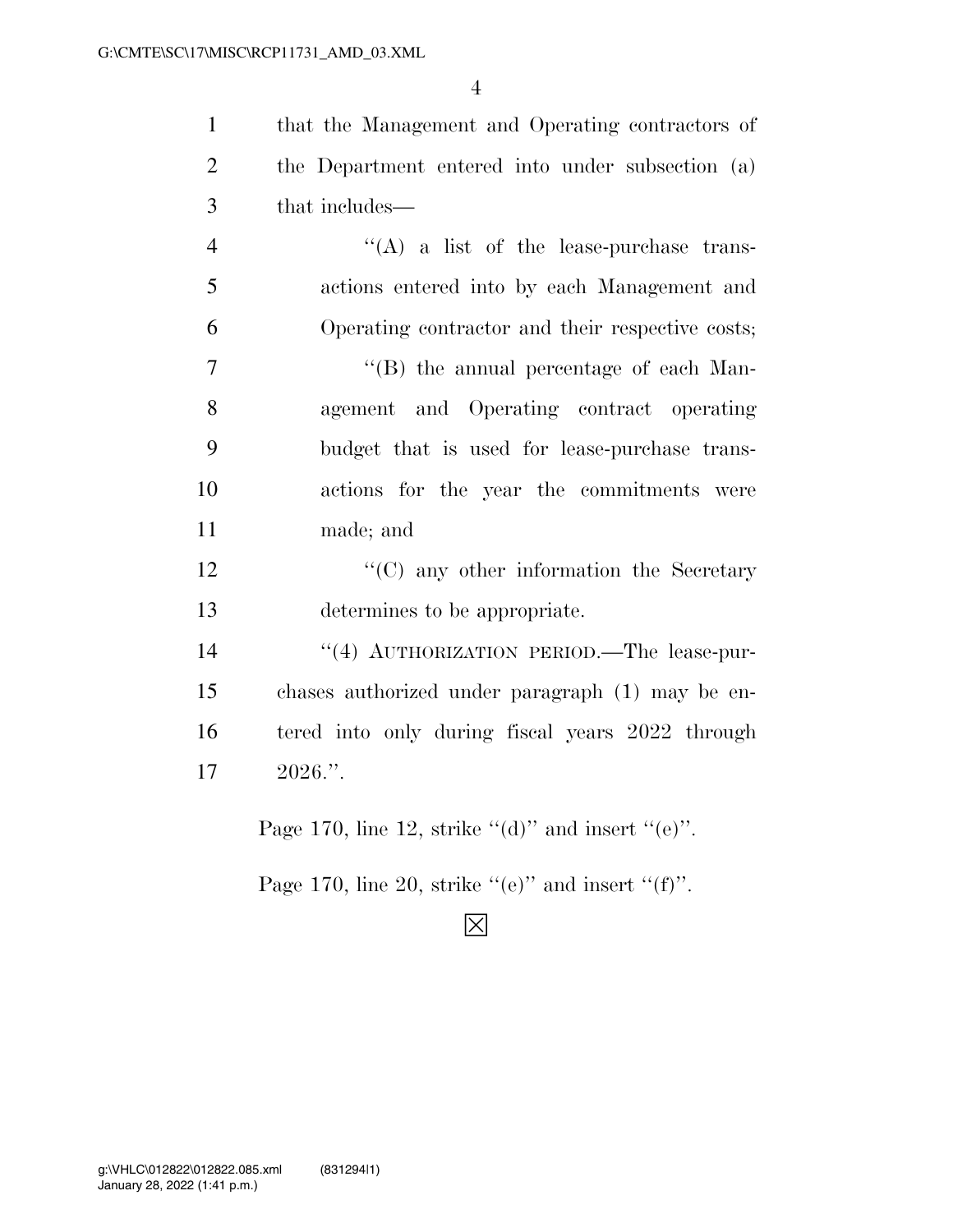that the Management and Operating contractors of the Department entered into under subsection (a) that includes—

''(A) a list of the lease-purchase transactions entered into by each Management and Operating contractor and their respective costs;

''(B) the annual percentage of each Management and Operating contract operating budget that is used for lease-purchase transactions for the year the commitments were made; and

''(C) any other information the Secretary determines to be appropriate.

''(4) AUTHORIZATION PERIOD.—The lease-purchases authorized under paragraph (1) may be entered into only during fiscal years 2022 through 2026.''.

Page 170, line 12, strike ''(d)'' and insert ''(e)''.

Page 170, line 20, strike ''(e)'' and insert ''(f)''.

☒